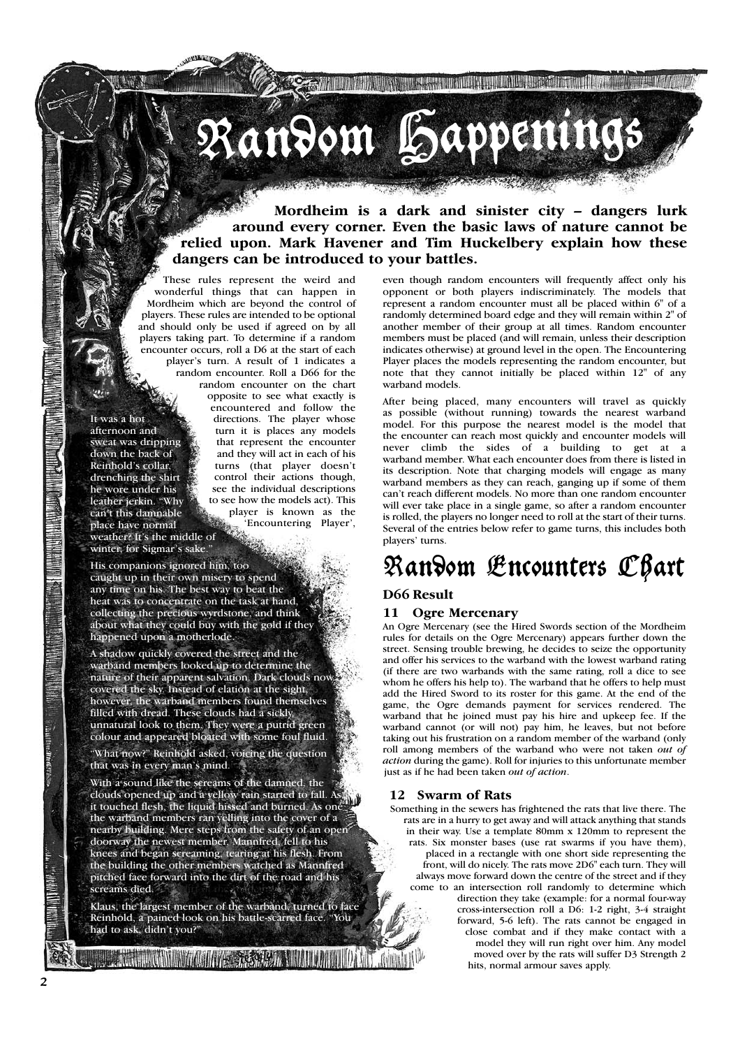# Random Happenings

**Mordheim is a dark and sinister city – dangers lurk around every corner. Even the basic laws of nature cannot be relied upon. Mark Havener and Tim Huckelbery explain how these dangers can be introduced to your battles.**

These rules represent the weird and wonderful things that can happen in Mordheim which are beyond the control of players. These rules are intended to be optional and should only be used if agreed on by all players taking part. To determine if a random encounter occurs, roll a D6 at the start of each player's turn. A result of 1 indicates a random encounter. Roll a D66 for the random encounter on the chart opposite to see what exactly is encountered and follow the directions. The player whose turn it is places any models that represent the encounter and they will act in each of his turns (that player doesn't control their actions though, see the individual descriptions to see how the models act). This player is known as the 'Encountering Player', even though random encounters will frequently affect only his opponent or both players indiscriminately. The models that represent a random encounter must all be placed within 6" of a randomly determined board edge and they will remain within 2" of another member of their group at all times. Random encounter members must be placed (and will remain, unless their description indicates otherwise) at ground level in the open. The Encountering Player places the models representing the random encounter, but note that they cannot initially be placed within 12" of any warband models.

After being placed, many encounters will travel as quickly as possible (without running) towards the nearest warband model. For this purpose the nearest model is the model that the encounter can reach most quickly and encounter models will never climb the sides of a building to get at a warband member. What each encounter does from there is listed in its description. Note that charging models will engage as many warband members as they can reach, ganging up if some of them can't reach different models. No more than one random encounter will ever take place in a single game, so after a random encounter is rolled, the players no longer need to roll at the start of their turns. Several of the entries below refer to game turns, this includes both players' turns.

It was a hot afternoon and sweat was dripping down the back of Reinhold's collar, drenching the shirt he wore under his leather jerkin. "Why can't this damnable place have normal weather? It's the middle of winter, for Sigmar's sake."

His companions ignored him, too caught up in their own misery to spend any time on his. The best way to beat the heat was to concentrate on the task at hand, collecting the precious wyrdstone, and think about what they could buy with the gold if they happened upon a motherlode.

A shadow quickly covered the street and the warband members looked up to determine the nature of their apparent salvation. Dark clouds now covered the sky. Instead of elation at the sight, however, the warband members found themselves filled with dread. These clouds had a sickly, unnatural look to them. They were a putrid green colour and appeared bloated with some foul fluid.

"What now?" Reinhold asked, voicing the question that was in every man's mind.

With a sound like the screams of the damned, the clouds opened up and a yellow rain started to fall. As it touched flesh, the liquid hissed and burned. As one the warband members ran yelling into the cover of a nearby building. Mere steps from the safety of an open doorway the newest member, Mannfred, fell to his knees and began screaming, tearing at his flesh. From the building the other members watched as Mannfred pitched face forward into the dirt of the road and his screams died.

Klaus, the largest member of the warband, turned to face Reinhold, a pained look on his battle-scarred face. "You had to ask, didn't you?"

# Random Encounters Chart

### D66 Result

### 11 Ogre Mercenary

An Ogre Mercenary (see the Hired Swords section of the Mordheim rules for details on the Ogre Mercenary) appears further down the street. Sensing trouble brewing, he decides to seize the opportunity and offer his services to the warband with the lowest warband rating (if there are two warbands with the same rating, roll a dice to see whom he offers his help to). The warband that he offers to help must add the Hired Sword to its roster for this game. At the end of the game, the Ogre demands payment for services rendered. The warband that he joined must pay his hire and upkeep fee. If the warband cannot (or will not) pay him, he leaves, but not before taking out his frustration on a random member of the warband (only roll among members of the warband who were not taken *out of action* during the game). Roll for injuries to this unfortunate member just as if he had been taken *out of action*.

### 12 Swarm of Rats

Something in the sewers has frightened the rats that live there. The rats are in a hurry to get away and will attack anything that stands in their way. Use a template 80mm x 120mm to represent the rats. Six monster bases (use rat swarms if you have them), placed in a rectangle with one short side representing the front, will do nicely. The rats move 2D6" each turn. They will always move forward down the centre of the street and if they come to an intersection roll randomly to determine which direction they take (example: for a normal four-way cross-intersection roll a D6: 1-2 right, 3-4 straight forward, 5-6 left). The rats cannot be engaged in close combat and if they make contact with a model they will run right over him. Any model moved over by the rats will suffer D3 Strength 2 hits, normal armour saves apply.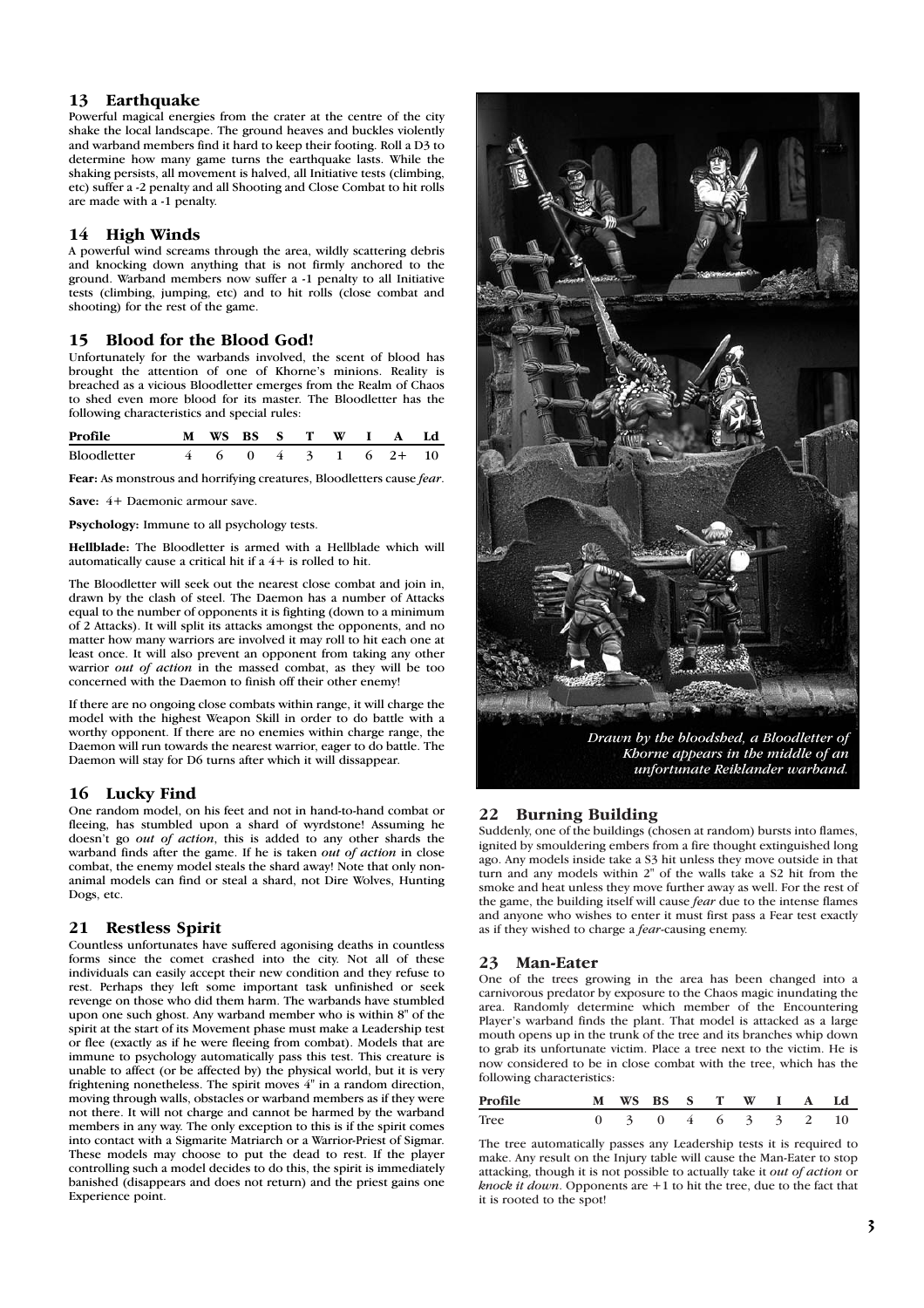## 13 Earthquake

Powerful magical energies from the crater at the centre of the city shake the local landscape. The ground heaves and buckles violently and warband members find it hard to keep their footing. Roll a D3 to determine how many game turns the earthquake lasts. While the shaking persists, all movement is halved, all Initiative tests (climbing, etc) suffer a -2 penalty and all Shooting and Close Combat to hit rolls are made with a -1 penalty.

## 14 High Winds

A powerful wind screams through the area, wildly scattering debris and knocking down anything that is not firmly anchored to the ground. Warband members now suffer a -1 penalty to all Initiative tests (climbing, jumping, etc) and to hit rolls (close combat and shooting) for the rest of the game.

## 15 Blood for the Blood God!

Unfortunately for the warbands involved, the scent of blood has brought the attention of one of Khorne's minions. Reality is breached as a vicious Bloodletter emerges from the Realm of Chaos to shed even more blood for its master. The Bloodletter has the following characteristics and special rules:

| Profile | M | WS | BS | S | T | W | I | A | Ld |
|---|---|---|---|---|---|---|---|---|---|
| Bloodletter | 4 | 6 | 0 | 4 | 3 | 1 | 6 | 2+ | 10 |

**Fear:** As monstrous and horrifying creatures, Bloodletters cause *fear*.

**Save:** 4+ Daemonic armour save.

**Psychology:** Immune to all psychology tests.

**Hellblade:** The Bloodletter is armed with a Hellblade which will automatically cause a critical hit if a 4+ is rolled to hit.

The Bloodletter will seek out the nearest close combat and join in, drawn by the clash of steel. The Daemon has a number of Attacks equal to the number of opponents it is fighting (down to a minimum of 2 Attacks). It will split its attacks amongst the opponents, and no matter how many warriors are involved it may roll to hit each one at least once. It will also prevent an opponent from taking any other warrior *out of action* in the massed combat, as they will be too concerned with the Daemon to finish off their other enemy!

If there are no ongoing close combats within range, it will charge the model with the highest Weapon Skill in order to do battle with a worthy opponent. If there are no enemies within charge range, the Daemon will run towards the nearest warrior, eager to do battle. The Daemon will stay for D6 turns after which it will dissappear.

## 16 Lucky Find

One random model, on his feet and not in hand-to-hand combat or fleeing, has stumbled upon a shard of wyrdstone! Assuming he doesn't go *out of action*, this is added to any other shards the warband finds after the game. If he is taken *out of action* in close combat, the enemy model steals the shard away! Note that only non-animal models can find or steal a shard, not Dire Wolves, Hunting Dogs, etc.

## 21 Restless Spirit

Countless unfortunates have suffered agonising deaths in countless forms since the comet crashed into the city. Not all of these individuals can easily accept their new condition and they refuse to rest. Perhaps they left some important task unfinished or seek revenge on those who did them harm. The warbands have stumbled upon one such ghost. Any warband member who is within 8" of the spirit at the start of its Movement phase must make a Leadership test or flee (exactly as if he were fleeing from combat). Models that are immune to psychology automatically pass this test. This creature is unable to affect (or be affected by) the physical world, but it is very frightening nonetheless. The spirit moves 4" in a random direction, moving through walls, obstacles or warband members as if they were not there. It will not charge and cannot be harmed by the warband members in any way. The only exception to this is if the spirit comes into contact with a Sigmarite Matriarch or a Warrior-Priest of Sigmar. These models may choose to put the dead to rest. If the player controlling such a model decides to do this, the spirit is immediately banished (disappears and does not return) and the priest gains one Experience point.

*Drawn by the bloodshed, a Bloodletter of Khorne appears in the middle of an unfortunate Reiklander warband.*

## 22 Burning Building

Suddenly, one of the buildings (chosen at random) bursts into flames, ignited by smouldering embers from a fire thought extinguished long ago. Any models inside take a S3 hit unless they move outside in that turn and any models within 2" of the walls take a S2 hit from the smoke and heat unless they move further away as well. For the rest of the game, the building itself will cause *fear* due to the intense flames and anyone who wishes to enter it must first pass a Fear test exactly as if they wished to charge a *fear*-causing enemy.

## 23 Man-Eater

One of the trees growing in the area has been changed into a carnivorous predator by exposure to the Chaos magic inundating the area. Randomly determine which member of the Encountering Player's warband finds the plant. That model is attacked as a large mouth opens up in the trunk of the tree and its branches whip down to grab its unfortunate victim. Place a tree next to the victim. He is now considered to be in close combat with the tree, which has the following characteristics:

| Profile | M | WS | BS | S | T | W | I | A | Ld |
|---|---|---|---|---|---|---|---|---|---|
| Tree | 0 | 3 | 0 | 4 | 6 | 3 | 3 | 2 | 10 |

The tree automatically passes any Leadership tests it is required to make. Any result on the Injury table will cause the Man-Eater to stop attacking, though it is not possible to actually take it *out of action* or *knock it down*. Opponents are +1 to hit the tree, due to the fact that it is rooted to the spot!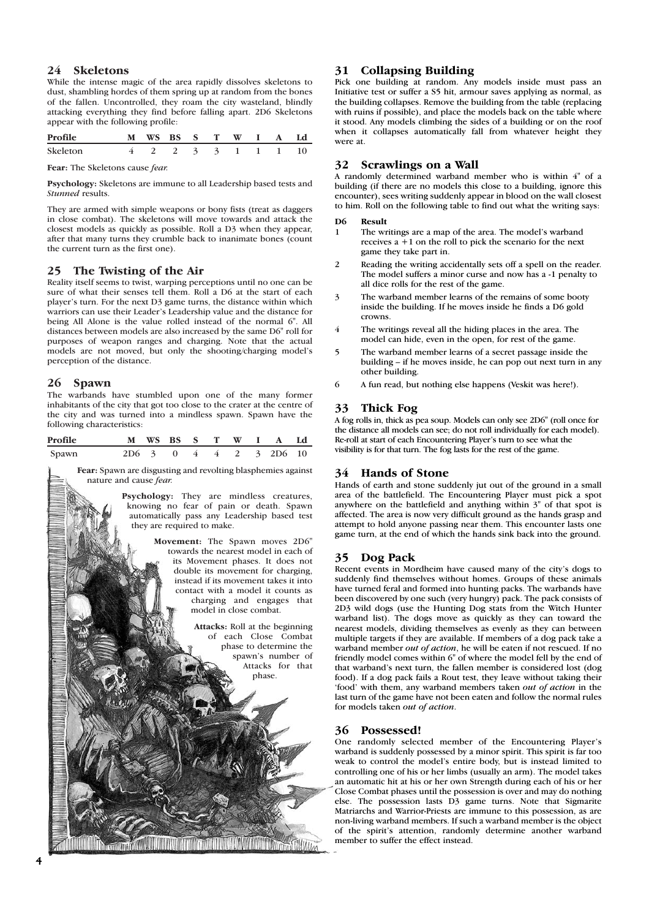## 24 Skeletons

While the intense magic of the area rapidly dissolves skeletons to dust, shambling hordes of them spring up at random from the bones of the fallen. Uncontrolled, they roam the city wasteland, blindly attacking everything they find before falling apart. 2D6 Skeletons appear with the following profile:

| Profile | M | WS | BS | S | T | W | I | A | Ld |
|---|---|---|---|---|---|---|---|---|---|
| Skeleton | 4 | 2 | 2 | 3 | 3 | 1 | 1 | 1 | 10 |

**Fear:** The Skeletons cause *fear.*

**Psychology:** Skeletons are immune to all Leadership based tests and *Stunned* results.

They are armed with simple weapons or bony fists (treat as daggers in close combat). The skeletons will move towards and attack the closest models as quickly as possible. Roll a D3 when they appear, after that many turns they crumble back to inanimate bones (count the current turn as the first one).

## 25 The Twisting of the Air

Reality itself seems to twist, warping perceptions until no one can be sure of what their senses tell them. Roll a D6 at the start of each player's turn. For the next D3 game turns, the distance within which warriors can use their Leader's Leadership value and the distance for being All Alone is the value rolled instead of the normal 6". All distances between models are also increased by the same D6" roll for purposes of weapon ranges and charging. Note that the actual models are not moved, but only the shooting/charging model's perception of the distance.

## 26 Spawn

The warbands have stumbled upon one of the many former inhabitants of the city that got too close to the crater at the centre of the city and was turned into a mindless spawn. Spawn have the following characteristics:

| Profile | M | WS | BS | S | T | W | I | A | Ld |
|---|---|---|---|---|---|---|---|---|---|
| Spawn | 2D6 | 3 | 0 | 4 | 4 | 2 | 3 | 2D6 | 10 |

**Fear:** Spawn are disgusting and revolting blasphemies against nature and cause *fear.*

**Psychology:** They are mindless creatures, knowing no fear of pain or death. Spawn automatically pass any Leadership based test they are required to make.

**Movement:** The Spawn moves 2D6" towards the nearest model in each of its Movement phases. It does not double its movement for charging, instead if its movement takes it into contact with a model it counts as charging and engages that model in close combat.

**Attacks:** Roll at the beginning of each Close Combat phase to determine the spawn's number of Attacks for that phase.

## 31 Collapsing Building

Pick one building at random. Any models inside must pass an Initiative test or suffer a S5 hit, armour saves applying as normal, as the building collapses. Remove the building from the table (replacing with ruins if possible), and place the models back on the table where it stood. Any models climbing the sides of a building or on the roof when it collapses automatically fall from whatever height they were at.

## 32 Scrawlings on a Wall

A randomly determined warband member who is within 4" of a building (if there are no models this close to a building, ignore this encounter), sees writing suddenly appear in blood on the wall closest to him. Roll on the following table to find out what the writing says:

| D6 | Result |
|---|---|
| 1 | The writings are a map of the area. The model's warband receives a +1 on the roll to pick the scenario for the next game they take part in. |
| 2 | Reading the writing accidentally sets off a spell on the reader. The model suffers a minor curse and now has a -1 penalty to all dice rolls for the rest of the game. |
| 3 | The warband member learns of the remains of some booty inside the building. If he moves inside he finds a D6 gold crowns. |
| 4 | The writings reveal all the hiding places in the area. The model can hide, even in the open, for rest of the game. |
| 5 | The warband member learns of a secret passage inside the building – if he moves inside, he can pop out next turn in any other building. |
| 6 | A fun read, but nothing else happens (Veskit was here!). |

## 33 Thick Fog

A fog rolls in, thick as pea soup. Models can only see 2D6" (roll once for the distance all models can see; do not roll individually for each model). Re-roll at start of each Encountering Player's turn to see what the visibility is for that turn. The fog lasts for the rest of the game.

## 34 Hands of Stone

Hands of earth and stone suddenly jut out of the ground in a small area of the battlefield. The Encountering Player must pick a spot anywhere on the battlefield and anything within 3" of that spot is affected. The area is now very difficult ground as the hands grasp and attempt to hold anyone passing near them. This encounter lasts one game turn, at the end of which the hands sink back into the ground.

## 35 Dog Pack

Recent events in Mordheim have caused many of the city's dogs to suddenly find themselves without homes. Groups of these animals have turned feral and formed into hunting packs. The warbands have been discovered by one such (very hungry) pack. The pack consists of 2D3 wild dogs (use the Hunting Dog stats from the Witch Hunter warband list). The dogs move as quickly as they can toward the nearest models, dividing themselves as evenly as they can between multiple targets if they are available. If members of a dog pack take a warband member *out of action*, he will be eaten if not rescued. If no friendly model comes within 6" of where the model fell by the end of that warband's next turn, the fallen member is considered lost (dog food). If a dog pack fails a Rout test, they leave without taking their 'food' with them, any warband members taken *out of action* in the last turn of the game have not been eaten and follow the normal rules for models taken *out of action*.

## 36 Possessed!

One randomly selected member of the Encountering Player's warband is suddenly possessed by a minor spirit. This spirit is far too weak to control the model's entire body, but is instead limited to controlling one of his or her limbs (usually an arm). The model takes an automatic hit at his or her own Strength during each of his or her Close Combat phases until the possession is over and may do nothing else. The possession lasts D3 game turns. Note that Sigmarite Matriarchs and Warrior-Priests are immune to this possession, as are non-living warband members. If such a warband member is the object of the spirit's attention, randomly determine another warband member to suffer the effect instead.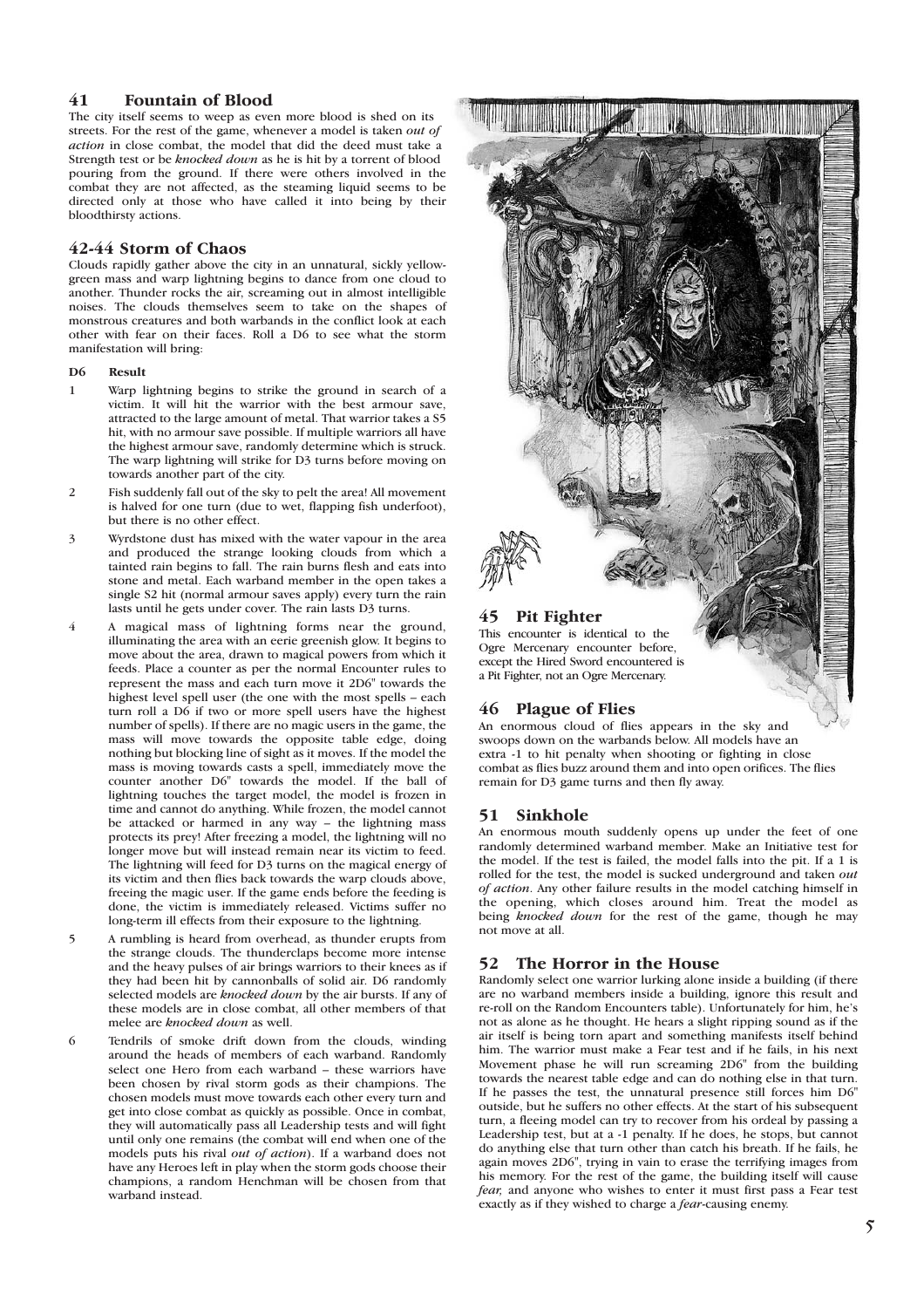## 41 Fountain of Blood

The city itself seems to weep as even more blood is shed on its streets. For the rest of the game, whenever a model is taken *out of action* in close combat, the model that did the deed must take a Strength test or be *knocked down* as he is hit by a torrent of blood pouring from the ground. If there were others involved in the combat they are not affected, as the steaming liquid seems to be directed only at those who have called it into being by their bloodthirsty actions.

## 42-44 Storm of Chaos

Clouds rapidly gather above the city in an unnatural, sickly yellow-green mass and warp lightning begins to dance from one cloud to another. Thunder rocks the air, screaming out in almost intelligible noises. The clouds themselves seem to take on the shapes of monstrous creatures and both warbands in the conflict look at each other with fear on their faces. Roll a D6 to see what the storm manifestation will bring:

| D6 | Result |
|---|---|
| 1 | Warp lightning begins to strike the ground in search of a victim. It will hit the warrior with the best armour save, attracted to the large amount of metal. That warrior takes a S5 hit, with no armour save possible. If multiple warriors all have the highest armour save, randomly determine which is struck. The warp lightning will strike for D3 turns before moving on towards another part of the city. |
| 2 | Fish suddenly fall out of the sky to pelt the area! All movement is halved for one turn (due to wet, flapping fish underfoot), but there is no other effect. |
| 3 | Wyrdstone dust has mixed with the water vapour in the area and produced the strange looking clouds from which a tainted rain begins to fall. The rain burns flesh and eats into stone and metal. Each warband member in the open takes a single S2 hit (normal armour saves apply) every turn the rain lasts until he gets under cover. The rain lasts D3 turns. |
| 4 | A magical mass of lightning forms near the ground, illuminating the area with an eerie greenish glow. It begins to move about the area, drawn to magical powers from which it feeds. Place a counter as per the normal Encounter rules to represent the mass and each turn move it 2D6" towards the highest level spell user (the one with the most spells – each turn roll a D6 if two or more spell users have the highest number of spells). If there are no magic users in the game, the mass will move towards the opposite table edge, doing nothing but blocking line of sight as it moves. If the model the mass is moving towards casts a spell, immediately move the counter another D6" towards the model. If the ball of lightning touches the target model, the model is frozen in time and cannot do anything. While frozen, the model cannot be attacked or harmed in any way – the lightning mass protects its prey! After freezing a model, the lightning will no longer move but will instead remain near its victim to feed. The lightning will feed for D3 turns on the magical energy of its victim and then flies back towards the warp clouds above, freeing the magic user. If the game ends before the feeding is done, the victim is immediately released. Victims suffer no long-term ill effects from their exposure to the lightning. |
| 5 | A rumbling is heard from overhead, as thunder erupts from the strange clouds. The thunderclaps become more intense and the heavy pulses of air brings warriors to their knees as if they had been hit by cannonballs of solid air. D6 randomly selected models are *knocked down* by the air bursts. If any of these models are in close combat, all other members of that melee are *knocked down* as well. |
| 6 | Tendrils of smoke drift down from the clouds, winding around the heads of members of each warband. Randomly select one Hero from each warband – these warriors have been chosen by rival storm gods as their champions. The chosen models must move towards each other every turn and get into close combat as quickly as possible. Once in combat, they will automatically pass all Leadership tests and will fight until only one remains (the combat will end when one of the models puts his rival *out of action*). If a warband does not have any Heroes left in play when the storm gods choose their champions, a random Henchman will be chosen from that warband instead. |

## 45 Pit Fighter

This encounter is identical to the Ogre Mercenary encounter before, except the Hired Sword encountered is a Pit Fighter, not an Ogre Mercenary.

## 46 Plague of Flies

An enormous cloud of flies appears in the sky and swoops down on the warbands below. All models have an extra -1 to hit penalty when shooting or fighting in close combat as flies buzz around them and into open orifices. The flies remain for D3 game turns and then fly away.

## 51 Sinkhole

An enormous mouth suddenly opens up under the feet of one randomly determined warband member. Make an Initiative test for the model. If the test is failed, the model falls into the pit. If a 1 is rolled for the test, the model is sucked underground and taken *out of action*. Any other failure results in the model catching himself in the opening, which closes around him. Treat the model as being *knocked down* for the rest of the game, though he may not move at all.

## 52 The Horror in the House

Randomly select one warrior lurking alone inside a building (if there are no warband members inside a building, ignore this result and re-roll on the Random Encounters table). Unfortunately for him, he's not as alone as he thought. He hears a slight ripping sound as if the air itself is being torn apart and something manifests itself behind him. The warrior must make a Fear test and if he fails, in his next Movement phase he will run screaming 2D6" from the building towards the nearest table edge and can do nothing else in that turn. If he passes the test, the unnatural presence still forces him D6" outside, but he suffers no other effects. At the start of his subsequent turn, a fleeing model can try to recover from his ordeal by passing a Leadership test, but at a -1 penalty. If he does, he stops, but cannot do anything else that turn other than catch his breath. If he fails, he again moves 2D6", trying in vain to erase the terrifying images from his memory. For the rest of the game, the building itself will cause *fear,* and anyone who wishes to enter it must first pass a Fear test exactly as if they wished to charge a *fear*-causing enemy.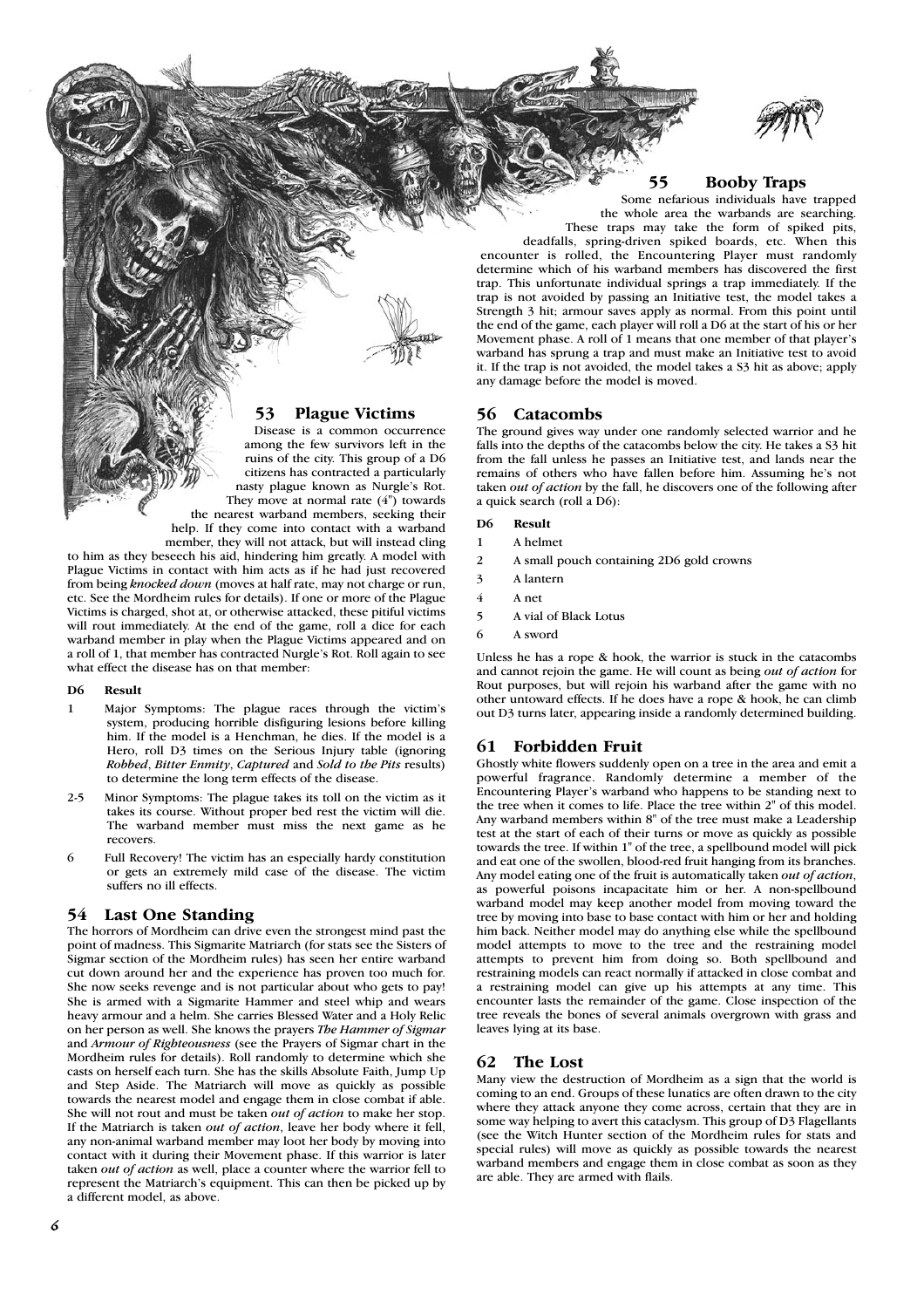## 53 Plague Victims

Disease is a common occurrence among the few survivors left in the ruins of the city. This group of a D6 citizens has contracted a particularly nasty plague known as Nurgle's Rot. They move at normal rate (4") towards the nearest warband members, seeking their help. If they come into contact with a warband member, they will not attack, but will instead cling to him as they beseech his aid, hindering him greatly. A model with Plague Victims in contact with him acts as if he had just recovered from being *knocked down* (moves at half rate, may not charge or run, etc. See the Mordheim rules for details). If one or more of the Plague Victims is charged, shot at, or otherwise attacked, these pitiful victims will rout immediately. At the end of the game, roll a dice for each warband member in play when the Plague Victims appeared and on a roll of 1, that member has contracted Nurgle's Rot. Roll again to see what effect the disease has on that member:

| D6 | Result |
|---|---|
| 1 | Major Symptoms: The plague races through the victim's system, producing horrible disfiguring lesions before killing him. If the model is a Henchman, he dies. If the model is a Hero, roll D3 times on the Serious Injury table (ignoring *Robbed*, *Bitter Enmity*, *Captured* and *Sold to the Pits* results) to determine the long term effects of the disease. |
| 2-5 | Minor Symptoms: The plague takes its toll on the victim as it takes its course. Without proper bed rest the victim will die. The warband member must miss the next game as he recovers. |
| 6 | Full Recovery! The victim has an especially hardy constitution or gets an extremely mild case of the disease. The victim suffers no ill effects. |

## 54 Last One Standing

The horrors of Mordheim can drive even the strongest mind past the point of madness. This Sigmarite Matriarch (for stats see the Sisters of Sigmar section of the Mordheim rules) has seen her entire warband cut down around her and the experience has proven too much for. She now seeks revenge and is not particular about who gets to pay! She is armed with a Sigmarite Hammer and steel whip and wears heavy armour and a helm. She carries Blessed Water and a Holy Relic on her person as well. She knows the prayers *The Hammer of Sigmar* and *Armour of Righteousness* (see the Prayers of Sigmar chart in the Mordheim rules for details). Roll randomly to determine which she casts on herself each turn. She has the skills Absolute Faith, Jump Up and Step Aside. The Matriarch will move as quickly as possible towards the nearest model and engage them in close combat if able. She will not rout and must be taken *out of action* to make her stop. If the Matriarch is taken *out of action*, leave her body where it fell, any non-animal warband member may loot her body by moving into contact with it during their Movement phase. If this warrior is later taken *out of action* as well, place a counter where the warrior fell to represent the Matriarch's equipment. This can then be picked up by a different model, as above.

## 55 Booby Traps

Some nefarious individuals have trapped the whole area the warbands are searching. These traps may take the form of spiked pits, deadfalls, spring-driven spiked boards, etc. When this encounter is rolled, the Encountering Player must randomly determine which of his warband members has discovered the first trap. This unfortunate individual springs a trap immediately. If the trap is not avoided by passing an Initiative test, the model takes a Strength 3 hit; armour saves apply as normal. From this point until the end of the game, each player will roll a D6 at the start of his or her Movement phase. A roll of 1 means that one member of that player's warband has sprung a trap and must make an Initiative test to avoid it. If the trap is not avoided, the model takes a S3 hit as above; apply any damage before the model is moved.

## 56 Catacombs

The ground gives way under one randomly selected warrior and he falls into the depths of the catacombs below the city. He takes a S3 hit from the fall unless he passes an Initiative test, and lands near the remains of others who have fallen before him. Assuming he's not taken *out of action* by the fall, he discovers one of the following after a quick search (roll a D6):

| D6 | Result |
|---|---|
| 1 | A helmet |
| 2 | A small pouch containing 2D6 gold crowns |
| 3 | A lantern |
| 4 | A net |
| 5 | A vial of Black Lotus |
| 6 | A sword |

Unless he has a rope & hook, the warrior is stuck in the catacombs and cannot rejoin the game. He will count as being *out of action* for Rout purposes, but will rejoin his warband after the game with no other untoward effects. If he does have a rope & hook, he can climb out D3 turns later, appearing inside a randomly determined building.

## 61 Forbidden Fruit

Ghostly white flowers suddenly open on a tree in the area and emit a powerful fragrance. Randomly determine a member of the Encountering Player's warband who happens to be standing next to the tree when it comes to life. Place the tree within 2" of this model. Any warband members within 8" of the tree must make a Leadership test at the start of each of their turns or move as quickly as possible towards the tree. If within 1" of the tree, a spellbound model will pick and eat one of the swollen, blood-red fruit hanging from its branches. Any model eating one of the fruit is automatically taken *out of action*, as powerful poisons incapacitate him or her. A non-spellbound warband model may keep another model from moving toward the tree by moving into base to base contact with him or her and holding him back. Neither model may do anything else while the spellbound model attempts to move to the tree and the restraining model attempts to prevent him from doing so. Both spellbound and restraining models can react normally if attacked in close combat and a restraining model can give up his attempts at any time. This encounter lasts the remainder of the game. Close inspection of the tree reveals the bones of several animals overgrown with grass and leaves lying at its base.

## 62 The Lost

Many view the destruction of Mordheim as a sign that the world is coming to an end. Groups of these lunatics are often drawn to the city where they attack anyone they come across, certain that they are in some way helping to avert this cataclysm. This group of D3 Flagellants (see the Witch Hunter section of the Mordheim rules for stats and special rules) will move as quickly as possible towards the nearest warband members and engage them in close combat as soon as they are able. They are armed with flails.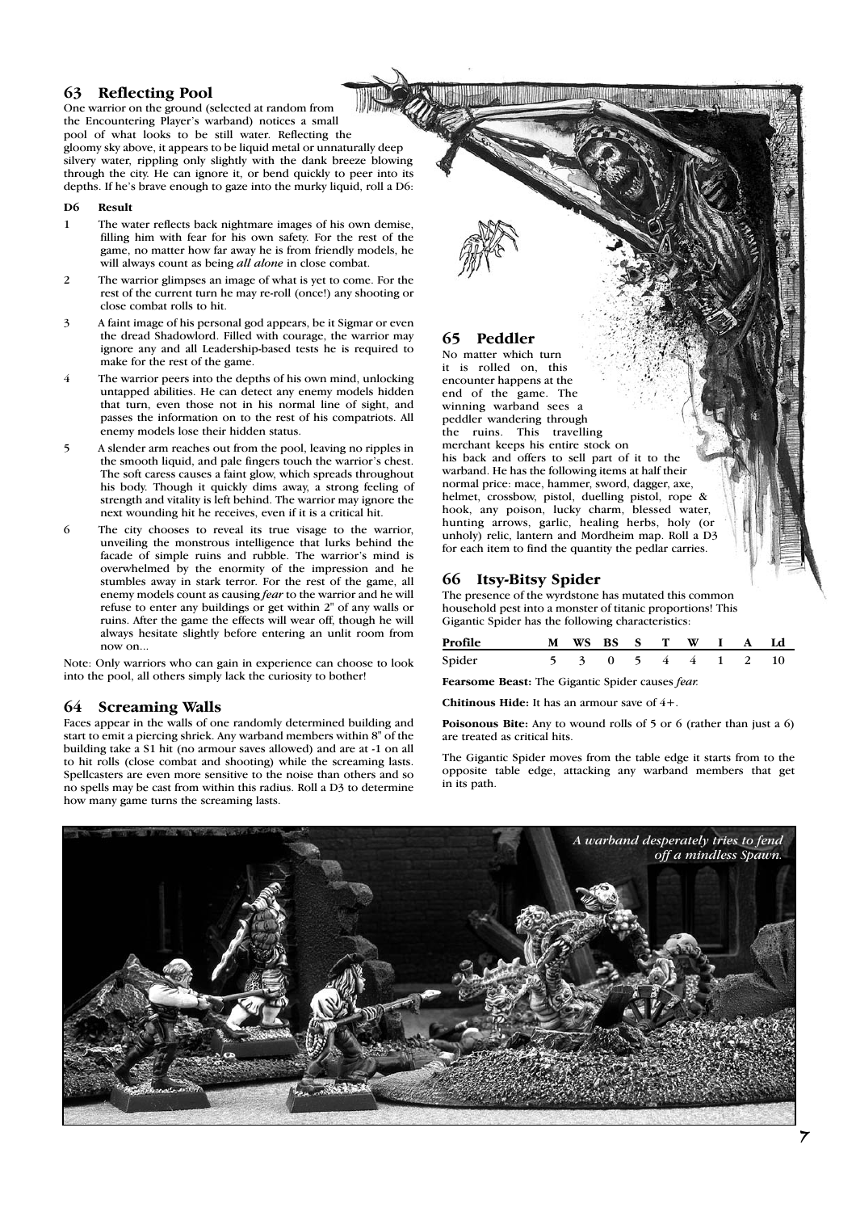## 63 Reflecting Pool

One warrior on the ground (selected at random from the Encountering Player's warband) notices a small pool of what looks to be still water. Reflecting the gloomy sky above, it appears to be liquid metal or unnaturally deep silvery water, rippling only slightly with the dank breeze blowing through the city. He can ignore it, or bend quickly to peer into its depths. If he's brave enough to gaze into the murky liquid, roll a D6:

| D6 | Result |
|---|---|
| 1 | The water reflects back nightmare images of his own demise, filling him with fear for his own safety. For the rest of the game, no matter how far away he is from friendly models, he will always count as being *all alone* in close combat. |
| 2 | The warrior glimpses an image of what is yet to come. For the rest of the current turn he may re-roll (once!) any shooting or close combat rolls to hit. |
| 3 | A faint image of his personal god appears, be it Sigmar or even the dread Shadowlord. Filled with courage, the warrior may ignore any and all Leadership-based tests he is required to make for the rest of the game. |
| 4 | The warrior peers into the depths of his own mind, unlocking untapped abilities. He can detect any enemy models hidden that turn, even those not in his normal line of sight, and passes the information on to the rest of his compatriots. All enemy models lose their hidden status. |
| 5 | A slender arm reaches out from the pool, leaving no ripples in the smooth liquid, and pale fingers touch the warrior's chest. The soft caress causes a faint glow, which spreads throughout his body. Though it quickly dims away, a strong feeling of strength and vitality is left behind. The warrior may ignore the next wounding hit he receives, even if it is a critical hit. |
| 6 | The city chooses to reveal its true visage to the warrior, unveiling the monstrous intelligence that lurks behind the facade of simple ruins and rubble. The warrior's mind is overwhelmed by the enormity of the impression and he stumbles away in stark terror. For the rest of the game, all enemy models count as causing *fear* to the warrior and he will refuse to enter any buildings or get within 2" of any walls or ruins. After the game the effects will wear off, though he will always hesitate slightly before entering an unlit room from now on... |

Note: Only warriors who can gain in experience can choose to look into the pool, all others simply lack the curiosity to bother!

## 64 Screaming Walls

Faces appear in the walls of one randomly determined building and start to emit a piercing shriek. Any warband members within 8" of the building take a S1 hit (no armour saves allowed) and are at -1 on all to hit rolls (close combat and shooting) while the screaming lasts. Spellcasters are even more sensitive to the noise than others and so no spells may be cast from within this radius. Roll a D3 to determine how many game turns the screaming lasts.

## 65 Peddler

No matter which turn it is rolled on, this encounter happens at the end of the game. The winning warband sees a peddler wandering through the ruins. This travelling merchant keeps his entire stock on his back and offers to sell part of it to the warband. He has the following items at half their normal price: mace, hammer, sword, dagger, axe, helmet, crossbow, pistol, duelling pistol, rope & hook, any poison, lucky charm, blessed water, hunting arrows, garlic, healing herbs, holy (or unholy) relic, lantern and Mordheim map. Roll a D3 for each item to find the quantity the pedlar carries.

## 66 Itsy-Bitsy Spider

The presence of the wyrdstone has mutated this common household pest into a monster of titanic proportions! This Gigantic Spider has the following characteristics:

| Profile | M | WS | BS | S | T | W | I | A | Ld |
|---|---|---|---|---|---|---|---|---|---|
| Spider | 5 | 3 | 0 | 5 | 4 | 4 | 1 | 2 | 10 |

**Fearsome Beast:** The Gigantic Spider causes *fear*.

**Chitinous Hide:** It has an armour save of 4+.

**Poisonous Bite:** Any to wound rolls of 5 or 6 (rather than just a 6) are treated as critical hits.

The Gigantic Spider moves from the table edge it starts from to the opposite table edge, attacking any warband members that get in its path.

*A warband desperately tries to fend off a mindless Spawn.*